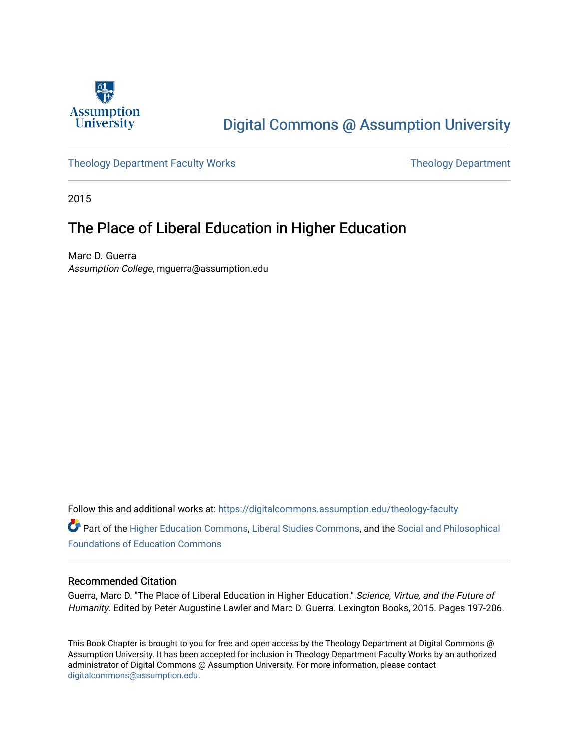Assumption University

Digital Commons @ Assumption University

Theology Department Faculty Works

Theology Department

2015

# The Place of Liberal Education in Higher Education

Marc D. Guerra
*Assumption College*, mguerra@assumption.edu

Follow this and additional works at: https://digitalcommons.assumption.edu/theology-faculty

Part of the Higher Education Commons, Liberal Studies Commons, and the Social and Philosophical Foundations of Education Commons

## Recommended Citation

Guerra, Marc D. "The Place of Liberal Education in Higher Education." *Science, Virtue, and the Future of Humanity*. Edited by Peter Augustine Lawler and Marc D. Guerra. Lexington Books, 2015. Pages 197-206.

This Book Chapter is brought to you for free and open access by the Theology Department at Digital Commons @ Assumption University. It has been accepted for inclusion in Theology Department Faculty Works by an authorized administrator of Digital Commons @ Assumption University. For more information, please contact digitalcommons@assumption.edu.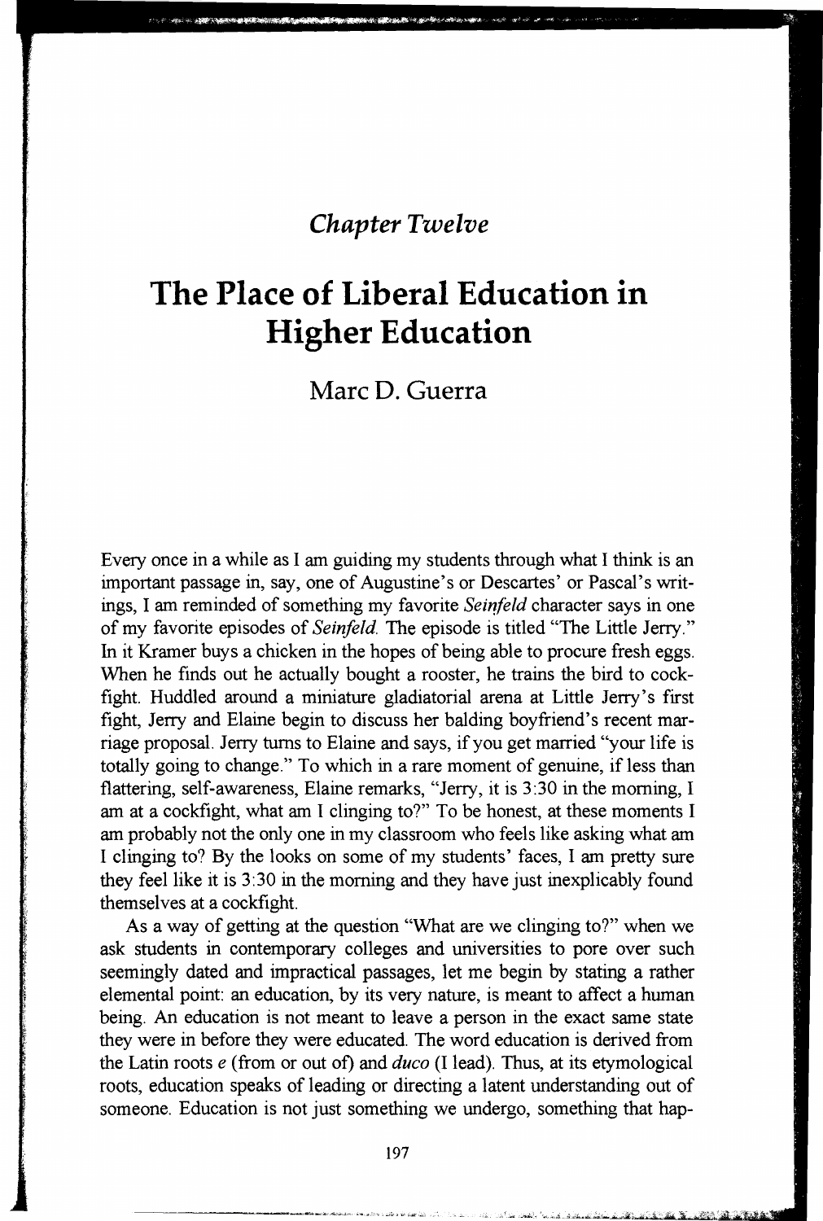*Chapter Twelve*

# The Place of Liberal Education in Higher Education

Marc D. Guerra

Every once in a while as I am guiding my students through what I think is an important passage in, say, one of Augustine's or Descartes' or Pascal's writings, I am reminded of something my favorite *Seinfeld* character says in one of my favorite episodes of *Seinfeld*. The episode is titled "The Little Jerry." In it Kramer buys a chicken in the hopes of being able to procure fresh eggs. When he finds out he actually bought a rooster, he trains the bird to cockfight. Huddled around a miniature gladiatorial arena at Little Jerry's first fight, Jerry and Elaine begin to discuss her balding boyfriend's recent marriage proposal. Jerry turns to Elaine and says, if you get married "your life is totally going to change." To which in a rare moment of genuine, if less than flattering, self-awareness, Elaine remarks, "Jerry, it is 3:30 in the morning, I am at a cockfight, what am I clinging to?" To be honest, at these moments I am probably not the only one in my classroom who feels like asking what am I clinging to? By the looks on some of my students' faces, I am pretty sure they feel like it is 3:30 in the morning and they have just inexplicably found themselves at a cockfight.

As a way of getting at the question "What are we clinging to?" when we ask students in contemporary colleges and universities to pore over such seemingly dated and impractical passages, let me begin by stating a rather elemental point: an education, by its very nature, is meant to affect a human being. An education is not meant to leave a person in the exact same state they were in before they were educated. The word education is derived from the Latin roots *e* (from or out of) and *duco* (I lead). Thus, at its etymological roots, education speaks of leading or directing a latent understanding out of someone. Education is not just something we undergo, something that hap-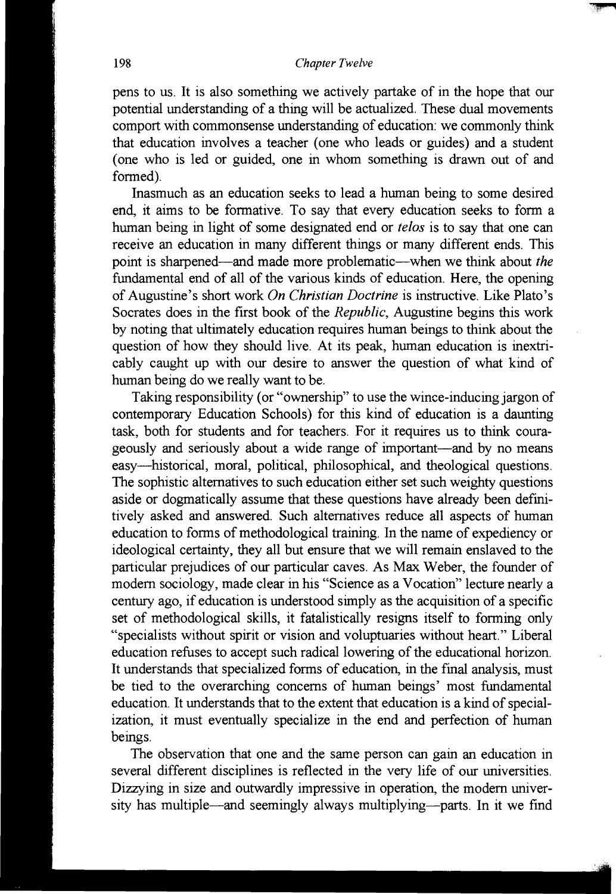pens to us. It is also something we actively partake of in the hope that our potential understanding of a thing will be actualized. These dual movements comport with commonsense understanding of education: we commonly think that education involves a teacher (one who leads or guides) and a student (one who is led or guided, one in whom something is drawn out of and formed).

Inasmuch as an education seeks to lead a human being to some desired end, it aims to be formative. To say that every education seeks to form a human being in light of some designated end or *telos* is to say that one can receive an education in many different things or many different ends. This point is sharpened—and made more problematic—when we think about *the* fundamental end of all of the various kinds of education. Here, the opening of Augustine's short work *On Christian Doctrine* is instructive. Like Plato's Socrates does in the first book of the *Republic*, Augustine begins this work by noting that ultimately education requires human beings to think about the question of how they should live. At its peak, human education is inextricably caught up with our desire to answer the question of what kind of human being do we really want to be.

Taking responsibility (or "ownership" to use the wince-inducing jargon of contemporary Education Schools) for this kind of education is a daunting task, both for students and for teachers. For it requires us to think courageously and seriously about a wide range of important—and by no means easy—historical, moral, political, philosophical, and theological questions. The sophistic alternatives to such education either set such weighty questions aside or dogmatically assume that these questions have already been definitively asked and answered. Such alternatives reduce all aspects of human education to forms of methodological training. In the name of expediency or ideological certainty, they all but ensure that we will remain enslaved to the particular prejudices of our particular caves. As Max Weber, the founder of modern sociology, made clear in his "Science as a Vocation" lecture nearly a century ago, if education is understood simply as the acquisition of a specific set of methodological skills, it fatalistically resigns itself to forming only "specialists without spirit or vision and voluptuaries without heart." Liberal education refuses to accept such radical lowering of the educational horizon. It understands that specialized forms of education, in the final analysis, must be tied to the overarching concerns of human beings' most fundamental education. It understands that to the extent that education is a kind of specialization, it must eventually specialize in the end and perfection of human beings.

The observation that one and the same person can gain an education in several different disciplines is reflected in the very life of our universities. Dizzying in size and outwardly impressive in operation, the modern university has multiple—and seemingly always multiplying—parts. In it we find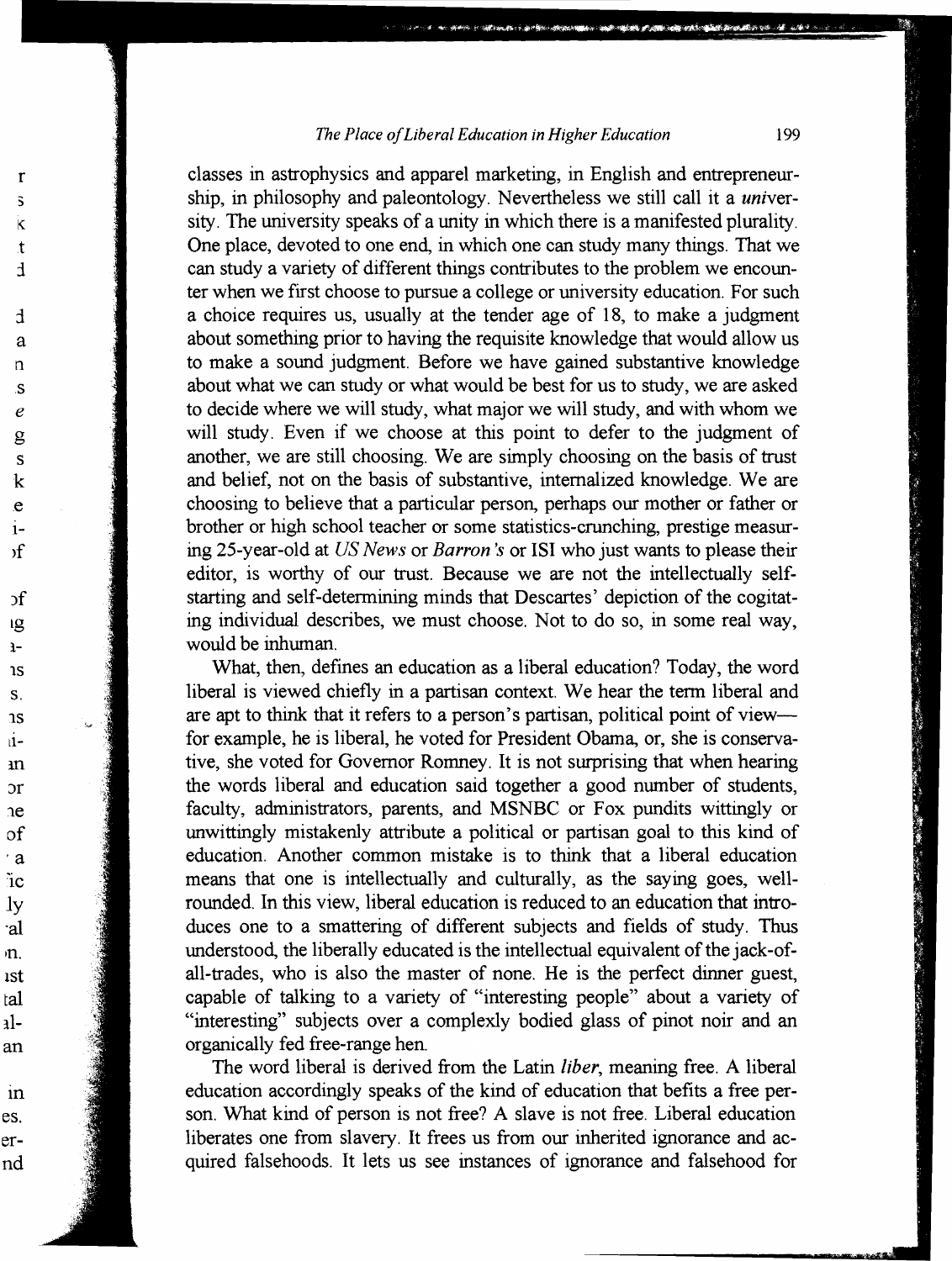classes in astrophysics and apparel marketing, in English and entrepreneurship, in philosophy and paleontology. Nevertheless we still call it a *uni*versity. The university speaks of a unity in which there is a manifested plurality. One place, devoted to one end, in which one can study many things. That we can study a variety of different things contributes to the problem we encounter when we first choose to pursue a college or university education. For such a choice requires us, usually at the tender age of 18, to make a judgment about something prior to having the requisite knowledge that would allow us to make a sound judgment. Before we have gained substantive knowledge about what we can study or what would be best for us to study, we are asked to decide where we will study, what major we will study, and with whom we will study. Even if we choose at this point to defer to the judgment of another, we are still choosing. We are simply choosing on the basis of trust and belief, not on the basis of substantive, internalized knowledge. We are choosing to believe that a particular person, perhaps our mother or father or brother or high school teacher or some statistics-crunching, prestige measuring 25-year-old at *US News* or *Barron's* or ISI who just wants to please their editor, is worthy of our trust. Because we are not the intellectually self-starting and self-determining minds that Descartes' depiction of the cogitating individual describes, we must choose. Not to do so, in some real way, would be inhuman.

What, then, defines an education as a liberal education? Today, the word liberal is viewed chiefly in a partisan context. We hear the term liberal and are apt to think that it refers to a person's partisan, political point of view—for example, he is liberal, he voted for President Obama, or, she is conservative, she voted for Governor Romney. It is not surprising that when hearing the words liberal and education said together a good number of students, faculty, administrators, parents, and MSNBC or Fox pundits wittingly or unwittingly mistakenly attribute a political or partisan goal to this kind of education. Another common mistake is to think that a liberal education means that one is intellectually and culturally, as the saying goes, well-rounded. In this view, liberal education is reduced to an education that introduces one to a smattering of different subjects and fields of study. Thus understood, the liberally educated is the intellectual equivalent of the jack-of-all-trades, who is also the master of none. He is the perfect dinner guest, capable of talking to a variety of "interesting people" about a variety of "interesting" subjects over a complexly bodied glass of pinot noir and an organically fed free-range hen.

The word liberal is derived from the Latin *liber*, meaning free. A liberal education accordingly speaks of the kind of education that befits a free person. What kind of person is not free? A slave is not free. Liberal education liberates one from slavery. It frees us from our inherited ignorance and acquired falsehoods. It lets us see instances of ignorance and falsehood for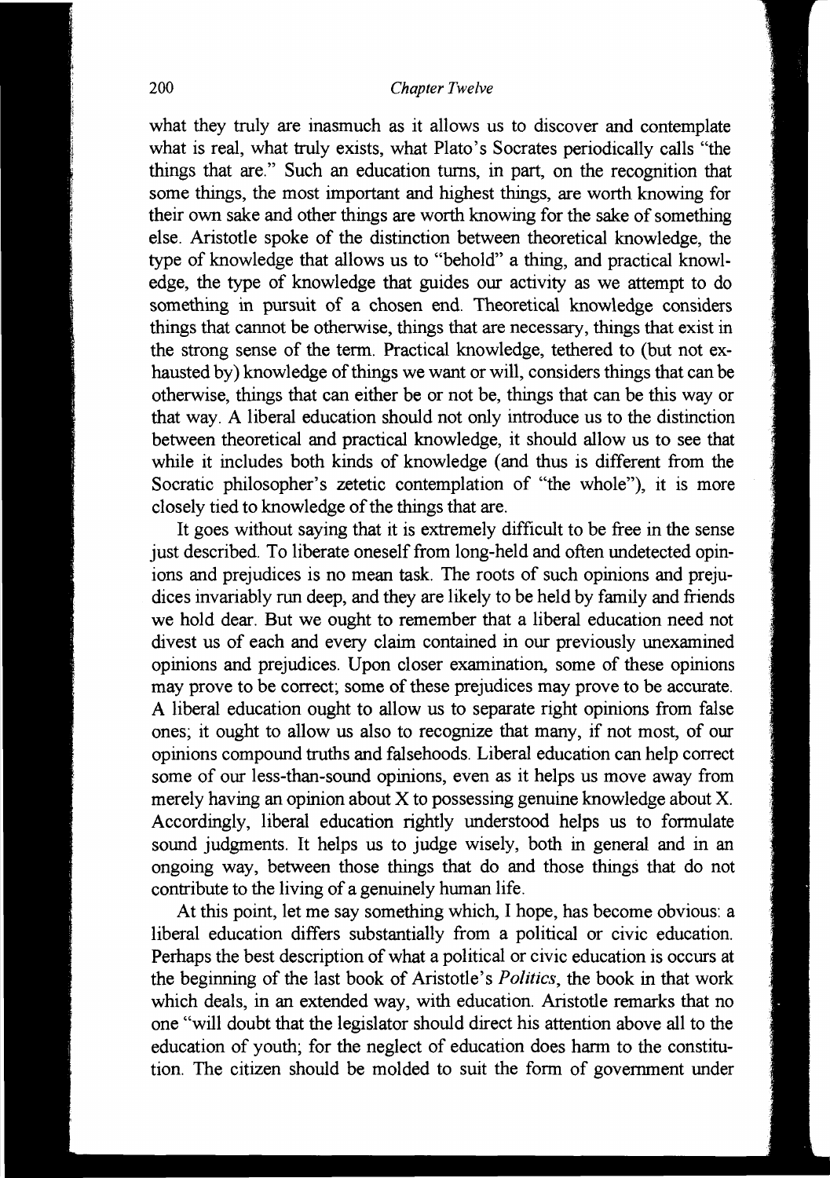what they truly are inasmuch as it allows us to discover and contemplate what is real, what truly exists, what Plato's Socrates periodically calls "the things that are." Such an education turns, in part, on the recognition that some things, the most important and highest things, are worth knowing for their own sake and other things are worth knowing for the sake of something else. Aristotle spoke of the distinction between theoretical knowledge, the type of knowledge that allows us to "behold" a thing, and practical knowledge, the type of knowledge that guides our activity as we attempt to do something in pursuit of a chosen end. Theoretical knowledge considers things that cannot be otherwise, things that are necessary, things that exist in the strong sense of the term. Practical knowledge, tethered to (but not exhausted by) knowledge of things we want or will, considers things that can be otherwise, things that can either be or not be, things that can be this way or that way. A liberal education should not only introduce us to the distinction between theoretical and practical knowledge, it should allow us to see that while it includes both kinds of knowledge (and thus is different from the Socratic philosopher's zetetic contemplation of "the whole"), it is more closely tied to knowledge of the things that are.

It goes without saying that it is extremely difficult to be free in the sense just described. To liberate oneself from long-held and often undetected opinions and prejudices is no mean task. The roots of such opinions and prejudices invariably run deep, and they are likely to be held by family and friends we hold dear. But we ought to remember that a liberal education need not divest us of each and every claim contained in our previously unexamined opinions and prejudices. Upon closer examination, some of these opinions may prove to be correct; some of these prejudices may prove to be accurate. A liberal education ought to allow us to separate right opinions from false ones; it ought to allow us also to recognize that many, if not most, of our opinions compound truths and falsehoods. Liberal education can help correct some of our less-than-sound opinions, even as it helps us move away from merely having an opinion about X to possessing genuine knowledge about X. Accordingly, liberal education rightly understood helps us to formulate sound judgments. It helps us to judge wisely, both in general and in an ongoing way, between those things that do and those things that do not contribute to the living of a genuinely human life.

At this point, let me say something which, I hope, has become obvious: a liberal education differs substantially from a political or civic education. Perhaps the best description of what a political or civic education is occurs at the beginning of the last book of Aristotle's *Politics*, the book in that work which deals, in an extended way, with education. Aristotle remarks that no one "will doubt that the legislator should direct his attention above all to the education of youth; for the neglect of education does harm to the constitution. The citizen should be molded to suit the form of government under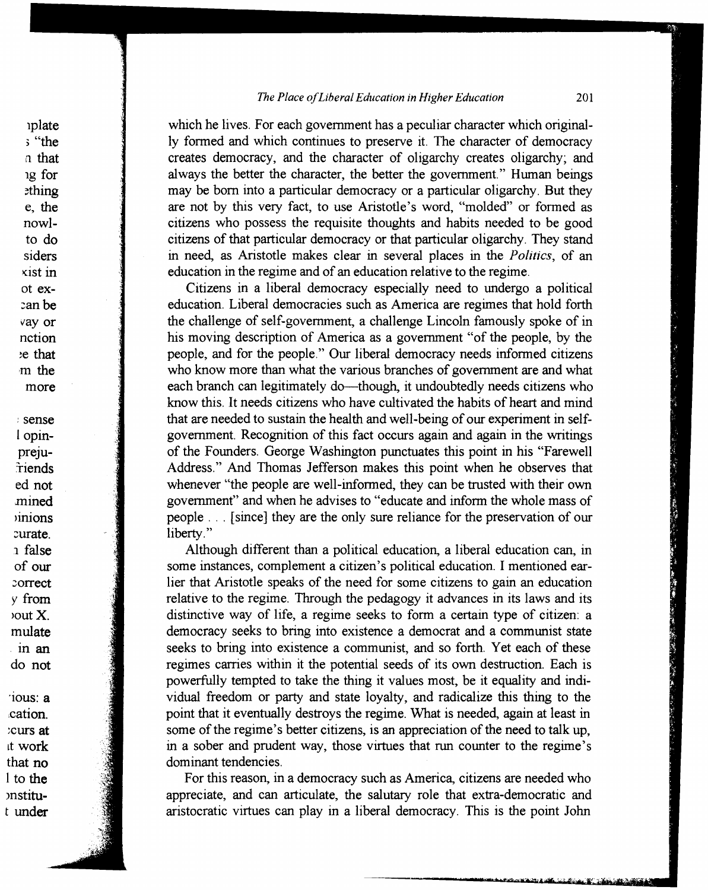which he lives. For each government has a peculiar character which originally formed and which continues to preserve it. The character of democracy creates democracy, and the character of oligarchy creates oligarchy; and always the better the character, the better the government." Human beings may be born into a particular democracy or a particular oligarchy. But they are not by this very fact, to use Aristotle's word, "molded" or formed as citizens who possess the requisite thoughts and habits needed to be good citizens of that particular democracy or that particular oligarchy. They stand in need, as Aristotle makes clear in several places in the *Politics*, of an education in the regime and of an education relative to the regime.

Citizens in a liberal democracy especially need to undergo a political education. Liberal democracies such as America are regimes that hold forth the challenge of self-government, a challenge Lincoln famously spoke of in his moving description of America as a government "of the people, by the people, and for the people." Our liberal democracy needs informed citizens who know more than what the various branches of government are and what each branch can legitimately do—though, it undoubtedly needs citizens who know this. It needs citizens who have cultivated the habits of heart and mind that are needed to sustain the health and well-being of our experiment in self-government. Recognition of this fact occurs again and again in the writings of the Founders. George Washington punctuates this point in his "Farewell Address." And Thomas Jefferson makes this point when he observes that whenever "the people are well-informed, they can be trusted with their own government" and when he advises to "educate and inform the whole mass of people . . . [since] they are the only sure reliance for the preservation of our liberty."

Although different than a political education, a liberal education can, in some instances, complement a citizen's political education. I mentioned earlier that Aristotle speaks of the need for some citizens to gain an education relative to the regime. Through the pedagogy it advances in its laws and its distinctive way of life, a regime seeks to form a certain type of citizen: a democracy seeks to bring into existence a democrat and a communist state seeks to bring into existence a communist, and so forth. Yet each of these regimes carries within it the potential seeds of its own destruction. Each is powerfully tempted to take the thing it values most, be it equality and individual freedom or party and state loyalty, and radicalize this thing to the point that it eventually destroys the regime. What is needed, again at least in some of the regime's better citizens, is an appreciation of the need to talk up, in a sober and prudent way, those virtues that run counter to the regime's dominant tendencies.

For this reason, in a democracy such as America, citizens are needed who appreciate, and can articulate, the salutary role that extra-democratic and aristocratic virtues can play in a liberal democracy. This is the point John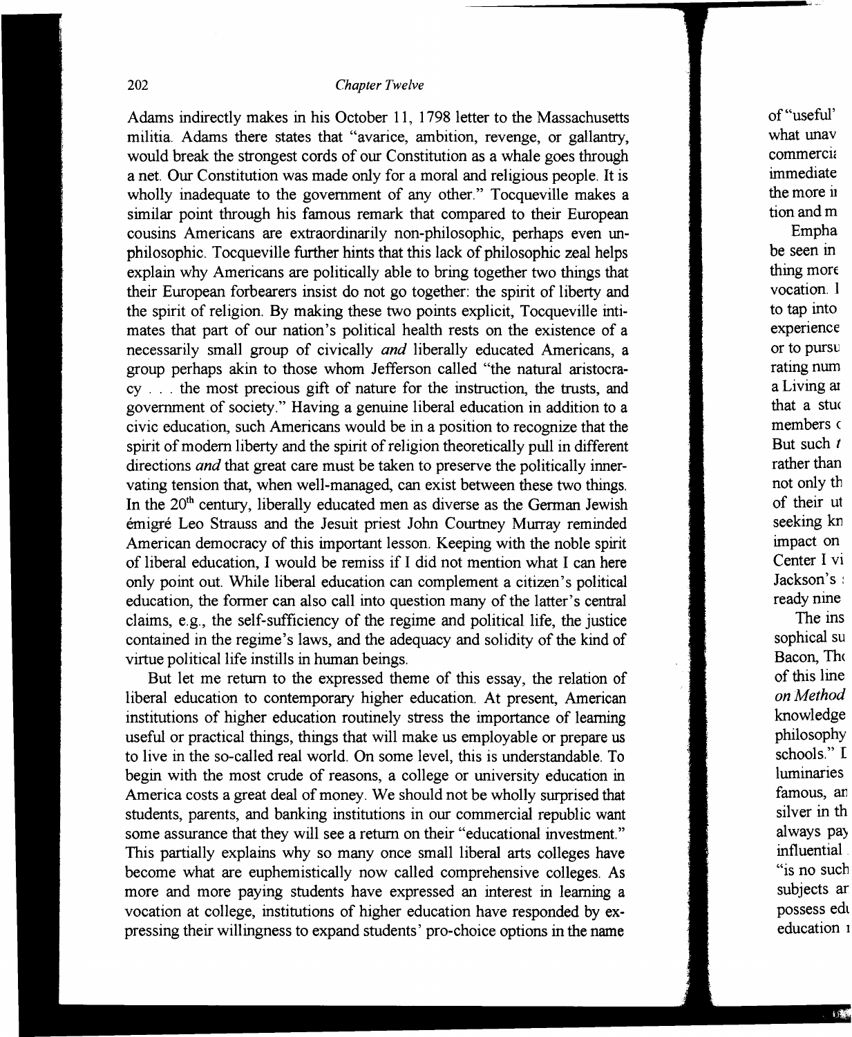Adams indirectly makes in his October 11, 1798 letter to the Massachusetts militia. Adams there states that "avarice, ambition, revenge, or gallantry, would break the strongest cords of our Constitution as a whale goes through a net. Our Constitution was made only for a moral and religious people. It is wholly inadequate to the government of any other." Tocqueville makes a similar point through his famous remark that compared to their European cousins Americans are extraordinarily non-philosophic, perhaps even unphilosophic. Tocqueville further hints that this lack of philosophic zeal helps explain why Americans are politically able to bring together two things that their European forbearers insist do not go together: the spirit of liberty and the spirit of religion. By making these two points explicit, Tocqueville intimates that part of our nation's political health rests on the existence of a necessarily small group of civically *and* liberally educated Americans, a group perhaps akin to those whom Jefferson called "the natural aristocracy . . . the most precious gift of nature for the instruction, the trusts, and government of society." Having a genuine liberal education in addition to a civic education, such Americans would be in a position to recognize that the spirit of modern liberty and the spirit of religion theoretically pull in different directions *and* that great care must be taken to preserve the politically innervating tension that, when well-managed, can exist between these two things. In the 20th century, liberally educated men as diverse as the German Jewish émigré Leo Strauss and the Jesuit priest John Courtney Murray reminded American democracy of this important lesson. Keeping with the noble spirit of liberal education, I would be remiss if I did not mention what I can here only point out. While liberal education can complement a citizen's political education, the former can also call into question many of the latter's central claims, e.g., the self-sufficiency of the regime and political life, the justice contained in the regime's laws, and the adequacy and solidity of the kind of virtue political life instills in human beings.

But let me return to the expressed theme of this essay, the relation of liberal education to contemporary higher education. At present, American institutions of higher education routinely stress the importance of learning useful or practical things, things that will make us employable or prepare us to live in the so-called real world. On some level, this is understandable. To begin with the most crude of reasons, a college or university education in America costs a great deal of money. We should not be wholly surprised that students, parents, and banking institutions in our commercial republic want some assurance that they will see a return on their "educational investment." This partially explains why so many once small liberal arts colleges have become what are euphemistically now called comprehensive colleges. As more and more paying students have expressed an interest in learning a vocation at college, institutions of higher education have responded by expressing their willingness to expand students' pro-choice options in the name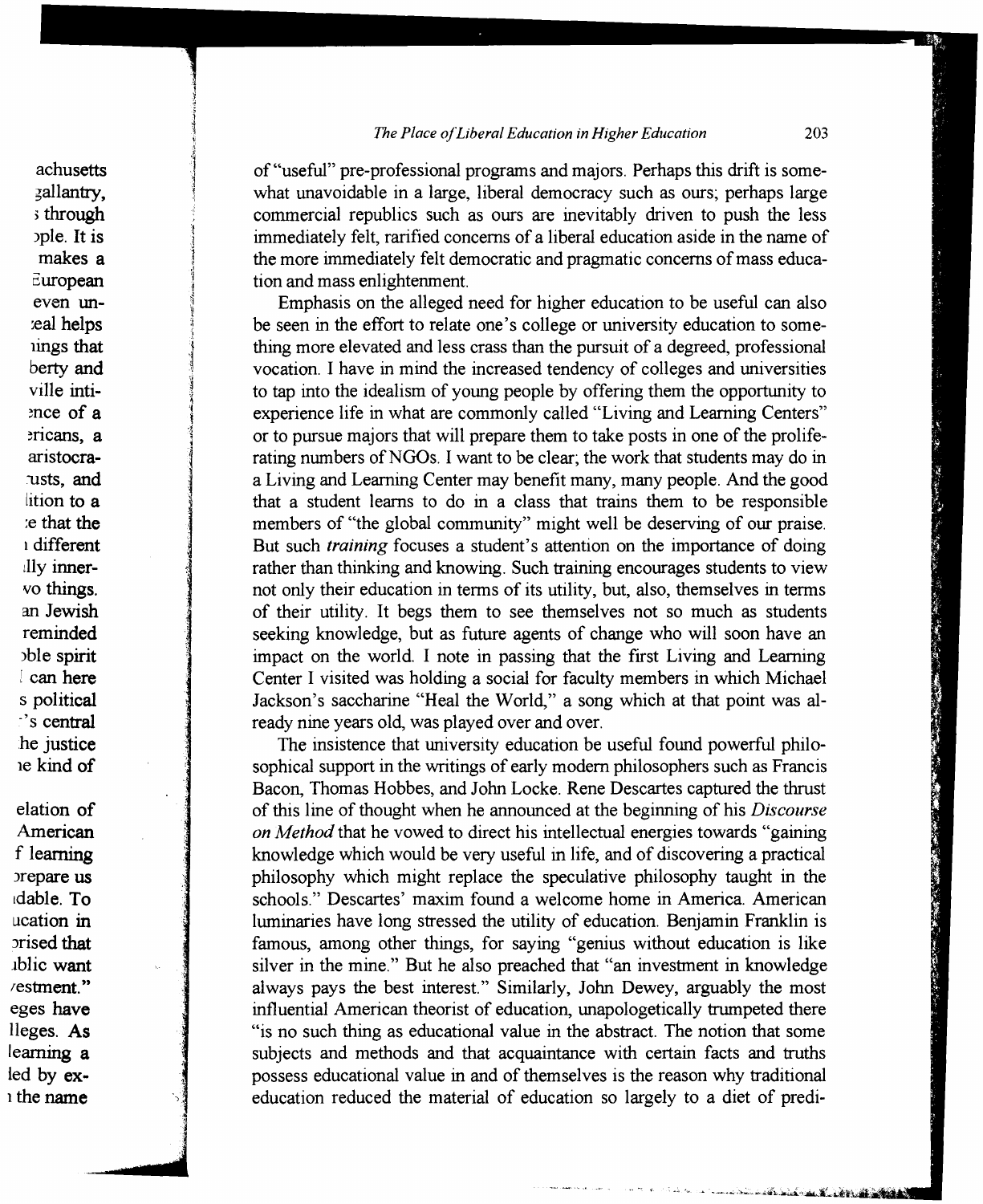of "useful" pre-professional programs and majors. Perhaps this drift is somewhat unavoidable in a large, liberal democracy such as ours; perhaps large commercial republics such as ours are inevitably driven to push the less immediately felt, rarified concerns of a liberal education aside in the name of the more immediately felt democratic and pragmatic concerns of mass education and mass enlightenment.

Emphasis on the alleged need for higher education to be useful can also be seen in the effort to relate one's college or university education to something more elevated and less crass than the pursuit of a degreed, professional vocation. I have in mind the increased tendency of colleges and universities to tap into the idealism of young people by offering them the opportunity to experience life in what are commonly called "Living and Learning Centers" or to pursue majors that will prepare them to take posts in one of the proliferating numbers of NGOs. I want to be clear; the work that students may do in a Living and Learning Center may benefit many, many people. And the good that a student learns to do in a class that trains them to be responsible members of "the global community" might well be deserving of our praise. But such *training* focuses a student's attention on the importance of doing rather than thinking and knowing. Such training encourages students to view not only their education in terms of its utility, but, also, themselves in terms of their utility. It begs them to see themselves not so much as students seeking knowledge, but as future agents of change who will soon have an impact on the world. I note in passing that the first Living and Learning Center I visited was holding a social for faculty members in which Michael Jackson's saccharine "Heal the World," a song which at that point was already nine years old, was played over and over.

The insistence that university education be useful found powerful philosophical support in the writings of early modern philosophers such as Francis Bacon, Thomas Hobbes, and John Locke. Rene Descartes captured the thrust of this line of thought when he announced at the beginning of his *Discourse on Method* that he vowed to direct his intellectual energies towards "gaining knowledge which would be very useful in life, and of discovering a practical philosophy which might replace the speculative philosophy taught in the schools." Descartes' maxim found a welcome home in America. American luminaries have long stressed the utility of education. Benjamin Franklin is famous, among other things, for saying "genius without education is like silver in the mine." But he also preached that "an investment in knowledge always pays the best interest." Similarly, John Dewey, arguably the most influential American theorist of education, unapologetically trumpeted there "is no such thing as educational value in the abstract. The notion that some subjects and methods and that acquaintance with certain facts and truths possess educational value in and of themselves is the reason why traditional education reduced the material of education so largely to a diet of predi-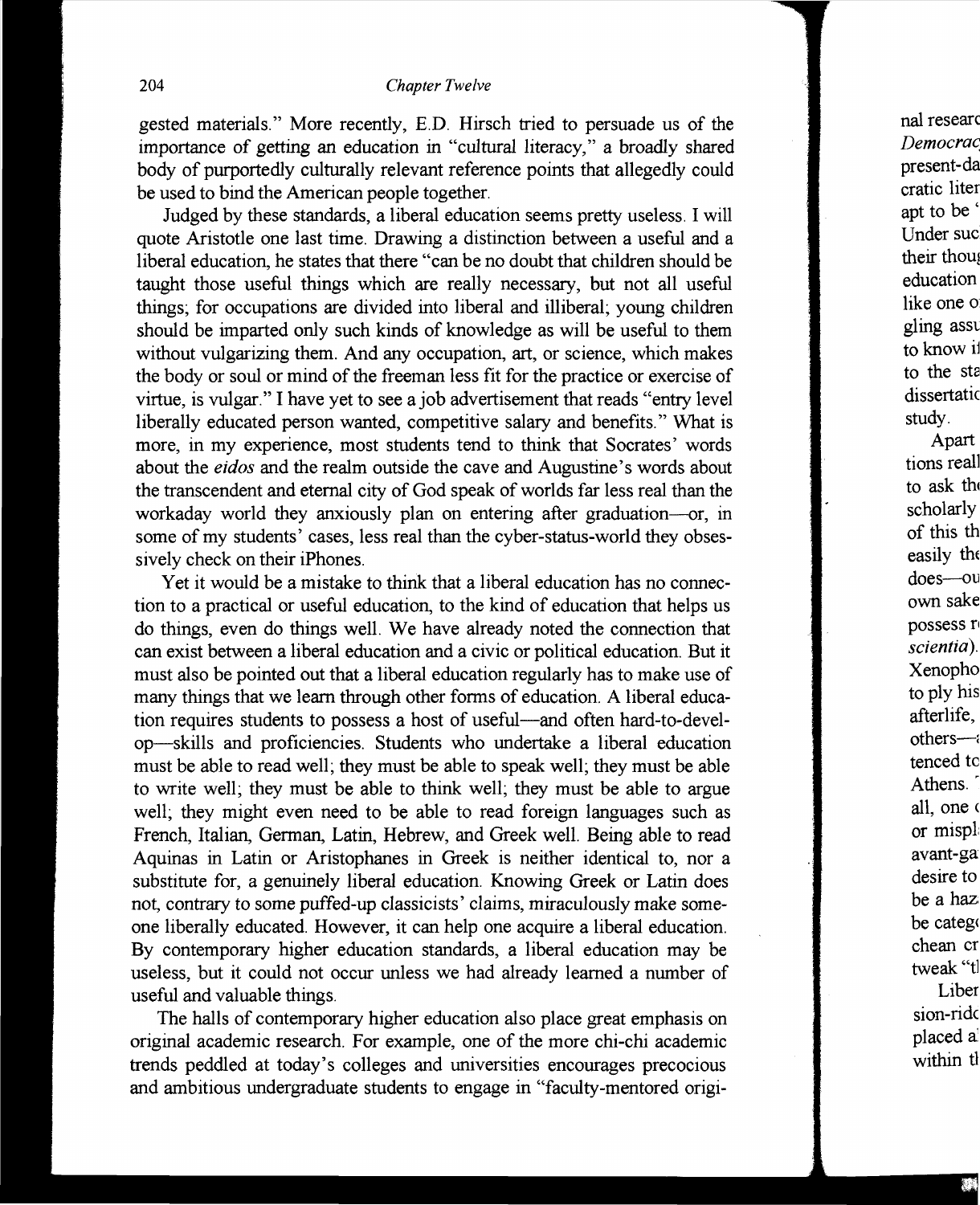gested materials." More recently, E.D. Hirsch tried to persuade us of the importance of getting an education in "cultural literacy," a broadly shared body of purportedly culturally relevant reference points that allegedly could be used to bind the American people together.

Judged by these standards, a liberal education seems pretty useless. I will quote Aristotle one last time. Drawing a distinction between a useful and a liberal education, he states that there "can be no doubt that children should be taught those useful things which are really necessary, but not all useful things; for occupations are divided into liberal and illiberal; young children should be imparted only such kinds of knowledge as will be useful to them without vulgarizing them. And any occupation, art, or science, which makes the body or soul or mind of the freeman less fit for the practice or exercise of virtue, is vulgar." I have yet to see a job advertisement that reads "entry level liberally educated person wanted, competitive salary and benefits." What is more, in my experience, most students tend to think that Socrates' words about the *eidos* and the realm outside the cave and Augustine's words about the transcendent and eternal city of God speak of worlds far less real than the workaday world they anxiously plan on entering after graduation—or, in some of my students' cases, less real than the cyber-status-world they obsessively check on their iPhones.

Yet it would be a mistake to think that a liberal education has no connection to a practical or useful education, to the kind of education that helps us do things, even do things well. We have already noted the connection that can exist between a liberal education and a civic or political education. But it must also be pointed out that a liberal education regularly has to make use of many things that we learn through other forms of education. A liberal education requires students to possess a host of useful—and often hard-to-develop—skills and proficiencies. Students who undertake a liberal education must be able to read well; they must be able to speak well; they must be able to write well; they must be able to think well; they must be able to argue well; they might even need to be able to read foreign languages such as French, Italian, German, Latin, Hebrew, and Greek well. Being able to read Aquinas in Latin or Aristophanes in Greek is neither identical to, nor a substitute for, a genuinely liberal education. Knowing Greek or Latin does not, contrary to some puffed-up classicists' claims, miraculously make someone liberally educated. However, it can help one acquire a liberal education. By contemporary higher education standards, a liberal education may be useless, but it could not occur unless we had already learned a number of useful and valuable things.

The halls of contemporary higher education also place great emphasis on original academic research. For example, one of the more chi-chi academic trends peddled at today's colleges and universities encourages precocious and ambitious undergraduate students to engage in "faculty-mentored origi-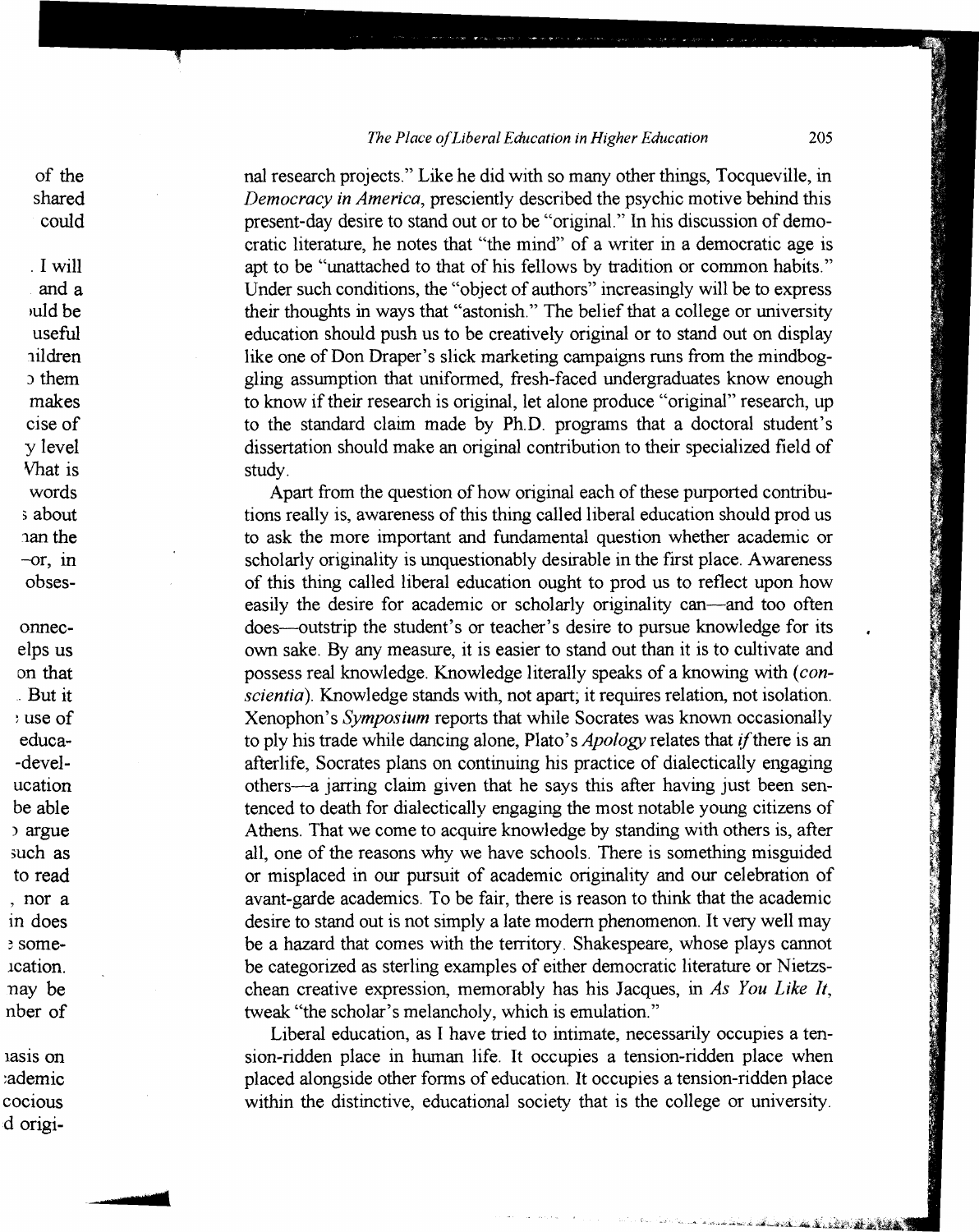nal research projects." Like he did with so many other things, Tocqueville, in *Democracy in America*, presciently described the psychic motive behind this present-day desire to stand out or to be "original." In his discussion of democratic literature, he notes that "the mind" of a writer in a democratic age is apt to be "unattached to that of his fellows by tradition or common habits." Under such conditions, the "object of authors" increasingly will be to express their thoughts in ways that "astonish." The belief that a college or university education should push us to be creatively original or to stand out on display like one of Don Draper's slick marketing campaigns runs from the mindboggling assumption that uniformed, fresh-faced undergraduates know enough to know if their research is original, let alone produce "original" research, up to the standard claim made by Ph.D. programs that a doctoral student's dissertation should make an original contribution to their specialized field of study.

Apart from the question of how original each of these purported contributions really is, awareness of this thing called liberal education should prod us to ask the more important and fundamental question whether academic or scholarly originality is unquestionably desirable in the first place. Awareness of this thing called liberal education ought to prod us to reflect upon how easily the desire for academic or scholarly originality can—and too often does—outstrip the student's or teacher's desire to pursue knowledge for its own sake. By any measure, it is easier to stand out than it is to cultivate and possess real knowledge. Knowledge literally speaks of a knowing with (*conscientia*). Knowledge stands with, not apart; it requires relation, not isolation. Xenophon's *Symposium* reports that while Socrates was known occasionally to ply his trade while dancing alone, Plato's *Apology* relates that *if* there is an afterlife, Socrates plans on continuing his practice of dialectically engaging others—a jarring claim given that he says this after having just been sentenced to death for dialectically engaging the most notable young citizens of Athens. That we come to acquire knowledge by standing with others is, after all, one of the reasons why we have schools. There is something misguided or misplaced in our pursuit of academic originality and our celebration of avant-garde academics. To be fair, there is reason to think that the academic desire to stand out is not simply a late modern phenomenon. It very well may be a hazard that comes with the territory. Shakespeare, whose plays cannot be categorized as sterling examples of either democratic literature or Nietzschean creative expression, memorably has his Jacques, in *As You Like It*, tweak "the scholar's melancholy, which is emulation."

Liberal education, as I have tried to intimate, necessarily occupies a tension-ridden place in human life. It occupies a tension-ridden place when placed alongside other forms of education. It occupies a tension-ridden place within the distinctive, educational society that is the college or university.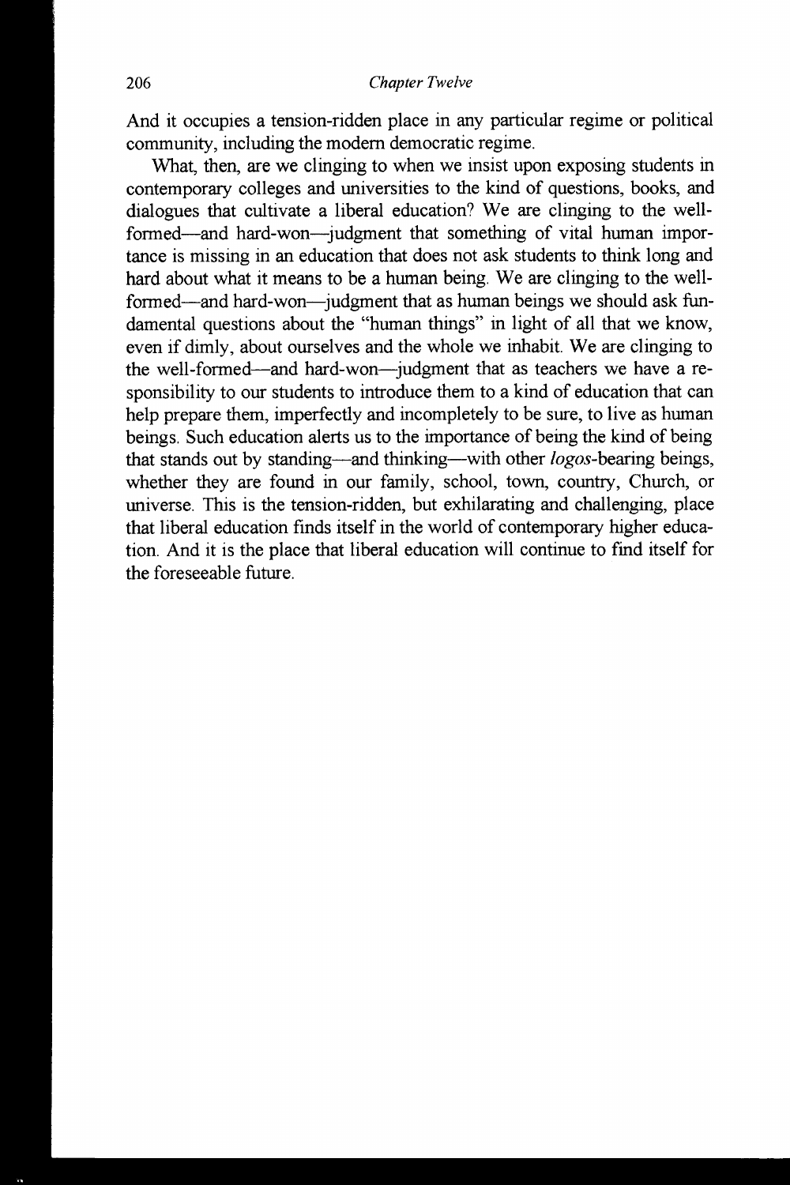And it occupies a tension-ridden place in any particular regime or political community, including the modern democratic regime.

What, then, are we clinging to when we insist upon exposing students in contemporary colleges and universities to the kind of questions, books, and dialogues that cultivate a liberal education? We are clinging to the well-formed—and hard-won—judgment that something of vital human importance is missing in an education that does not ask students to think long and hard about what it means to be a human being. We are clinging to the well-formed—and hard-won—judgment that as human beings we should ask fundamental questions about the "human things" in light of all that we know, even if dimly, about ourselves and the whole we inhabit. We are clinging to the well-formed—and hard-won—judgment that as teachers we have a responsibility to our students to introduce them to a kind of education that can help prepare them, imperfectly and incompletely to be sure, to live as human beings. Such education alerts us to the importance of being the kind of being that stands out by standing—and thinking—with other *logos*-bearing beings, whether they are found in our family, school, town, country, Church, or universe. This is the tension-ridden, but exhilarating and challenging, place that liberal education finds itself in the world of contemporary higher education. And it is the place that liberal education will continue to find itself for the foreseeable future.